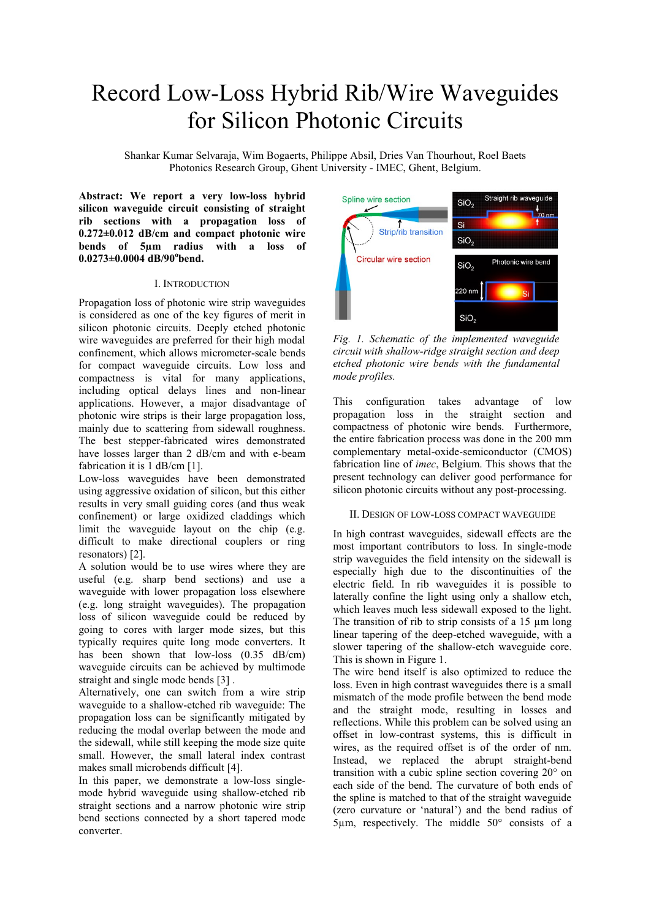# Record Low-Loss Hybrid Rib/Wire Waveguides for Silicon Photonic Circuits

Shankar Kumar Selvaraja, Wim Bogaerts, Philippe Absil, Dries Van Thourhout, Roel Baets
Photonics Research Group, Ghent University - IMEC, Ghent, Belgium.

**Abstract: We report a very low-loss hybrid silicon waveguide circuit consisting of straight rib sections with a propagation loss of 0.272±0.012 dB/cm and compact photonic wire bends of 5µm radius with a loss of 0.0273±0.0004 dB/90°bend.**

## I. Introduction

Propagation loss of photonic wire strip waveguides is considered as one of the key figures of merit in silicon photonic circuits. Deeply etched photonic wire waveguides are preferred for their high modal confinement, which allows micrometer-scale bends for compact waveguide circuits. Low loss and compactness is vital for many applications, including optical delays lines and non-linear applications. However, a major disadvantage of photonic wire strips is their large propagation loss, mainly due to scattering from sidewall roughness. The best stepper-fabricated wires demonstrated have losses larger than 2 dB/cm and with e-beam fabrication it is 1 dB/cm [1].

Low-loss waveguides have been demonstrated using aggressive oxidation of silicon, but this either results in very small guiding cores (and thus weak confinement) or large oxidized claddings which limit the waveguide layout on the chip (e.g. difficult to make directional couplers or ring resonators) [2].

A solution would be to use wires where they are useful (e.g. sharp bend sections) and use a waveguide with lower propagation loss elsewhere (e.g. long straight waveguides). The propagation loss of silicon waveguide could be reduced by going to cores with larger mode sizes, but this typically requires quite long mode converters. It has been shown that low-loss (0.35 dB/cm) waveguide circuits can be achieved by multimode straight and single mode bends [3] .

Alternatively, one can switch from a wire strip waveguide to a shallow-etched rib waveguide: The propagation loss can be significantly mitigated by reducing the modal overlap between the mode and the sidewall, while still keeping the mode size quite small. However, the small lateral index contrast makes small microbends difficult [4].

In this paper, we demonstrate a low-loss single-mode hybrid waveguide using shallow-etched rib straight sections and a narrow photonic wire strip bend sections connected by a short tapered mode converter.

*Fig. 1. Schematic of the implemented waveguide circuit with shallow-ridge straight section and deep etched photonic wire bends with the fundamental mode profiles.*

This configuration takes advantage of low propagation loss in the straight section and compactness of photonic wire bends. Furthermore, the entire fabrication process was done in the 200 mm complementary metal-oxide-semiconductor (CMOS) fabrication line of *imec*, Belgium. This shows that the present technology can deliver good performance for silicon photonic circuits without any post-processing.

## II. Design of Low-Loss Compact Waveguide

In high contrast waveguides, sidewall effects are the most important contributors to loss. In single-mode strip waveguides the field intensity on the sidewall is especially high due to the discontinuities of the electric field. In rib waveguides it is possible to laterally confine the light using only a shallow etch, which leaves much less sidewall exposed to the light. The transition of rib to strip consists of a 15 µm long linear tapering of the deep-etched waveguide, with a slower tapering of the shallow-etch waveguide core. This is shown in Figure 1.

The wire bend itself is also optimized to reduce the loss. Even in high contrast waveguides there is a small mismatch of the mode profile between the bend mode and the straight mode, resulting in losses and reflections. While this problem can be solved using an offset in low-contrast systems, this is difficult in wires, as the required offset is of the order of nm. Instead, we replaced the abrupt straight-bend transition with a cubic spline section covering 20° on each side of the bend. The curvature of both ends of the spline is matched to that of the straight waveguide (zero curvature or 'natural') and the bend radius of 5µm, respectively. The middle 50° consists of a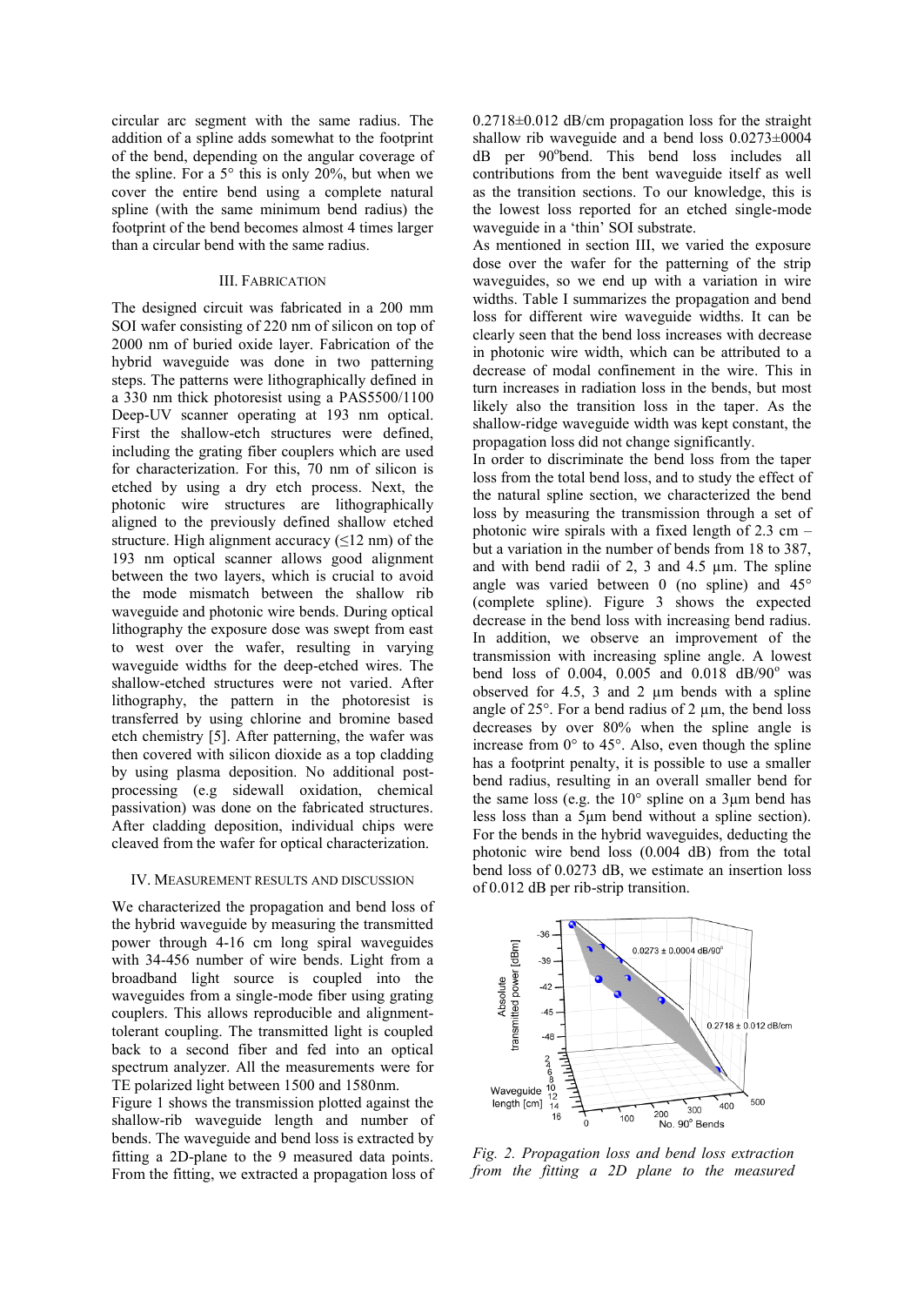circular arc segment with the same radius. The addition of a spline adds somewhat to the footprint of the bend, depending on the angular coverage of the spline. For a 5° this is only 20%, but when we cover the entire bend using a complete natural spline (with the same minimum bend radius) the footprint of the bend becomes almost 4 times larger than a circular bend with the same radius.

## III. Fabrication

The designed circuit was fabricated in a 200 mm SOI wafer consisting of 220 nm of silicon on top of 2000 nm of buried oxide layer. Fabrication of the hybrid waveguide was done in two patterning steps. The patterns were lithographically defined in a 330 nm thick photoresist using a PAS5500/1100 Deep-UV scanner operating at 193 nm optical. First the shallow-etch structures were defined, including the grating fiber couplers which are used for characterization. For this, 70 nm of silicon is etched by using a dry etch process. Next, the photonic wire structures are lithographically aligned to the previously defined shallow etched structure. High alignment accuracy (≤12 nm) of the 193 nm optical scanner allows good alignment between the two layers, which is crucial to avoid the mode mismatch between the shallow rib waveguide and photonic wire bends. During optical lithography the exposure dose was swept from east to west over the wafer, resulting in varying waveguide widths for the deep-etched wires. The shallow-etched structures were not varied. After lithography, the pattern in the photoresist is transferred by using chlorine and bromine based etch chemistry [5]. After patterning, the wafer was then covered with silicon dioxide as a top cladding by using plasma deposition. No additional post-processing (e.g sidewall oxidation, chemical passivation) was done on the fabricated structures. After cladding deposition, individual chips were cleaved from the wafer for optical characterization.

## IV. Measurement results and discussion

We characterized the propagation and bend loss of the hybrid waveguide by measuring the transmitted power through 4-16 cm long spiral waveguides with 34-456 number of wire bends. Light from a broadband light source is coupled into the waveguides from a single-mode fiber using grating couplers. This allows reproducible and alignment-tolerant coupling. The transmitted light is coupled back to a second fiber and fed into an optical spectrum analyzer. All the measurements were for TE polarized light between 1500 and 1580nm.

Figure 1 shows the transmission plotted against the shallow-rib waveguide length and number of bends. The waveguide and bend loss is extracted by fitting a 2D-plane to the 9 measured data points. From the fitting, we extracted a propagation loss of 0.2718±0.012 dB/cm propagation loss for the straight shallow rib waveguide and a bend loss 0.0273±0004 dB per 90°bend. This bend loss includes all contributions from the bent waveguide itself as well as the transition sections. To our knowledge, this is the lowest loss reported for an etched single-mode waveguide in a 'thin' SOI substrate.

As mentioned in section III, we varied the exposure dose over the wafer for the patterning of the strip waveguides, so we end up with a variation in wire widths. Table I summarizes the propagation and bend loss for different wire waveguide widths. It can be clearly seen that the bend loss increases with decrease in photonic wire width, which can be attributed to a decrease of modal confinement in the wire. This in turn increases in radiation loss in the bends, but most likely also the transition loss in the taper. As the shallow-ridge waveguide width was kept constant, the propagation loss did not change significantly.

In order to discriminate the bend loss from the taper loss from the total bend loss, and to study the effect of the natural spline section, we characterized the bend loss by measuring the transmission through a set of photonic wire spirals with a fixed length of 2.3 cm – but a variation in the number of bends from 18 to 387, and with bend radii of 2, 3 and 4.5 µm. The spline angle was varied between 0 (no spline) and 45° (complete spline). Figure 3 shows the expected decrease in the bend loss with increasing bend radius. In addition, we observe an improvement of the transmission with increasing spline angle. A lowest bend loss of 0.004, 0.005 and 0.018 dB/90° was observed for 4.5, 3 and 2 µm bends with a spline angle of 25°. For a bend radius of 2 µm, the bend loss decreases by over 80% when the spline angle is increase from 0° to 45°. Also, even though the spline has a footprint penalty, it is possible to use a smaller bend radius, resulting in an overall smaller bend for the same loss (e.g. the 10° spline on a 3µm bend has less loss than a 5µm bend without a spline section). For the bends in the hybrid waveguides, deducting the photonic wire bend loss (0.004 dB) from the total bend loss of 0.0273 dB, we estimate an insertion loss of 0.012 dB per rib-strip transition.

*Fig. 2. Propagation loss and bend loss extraction from the fitting a 2D plane to the measured*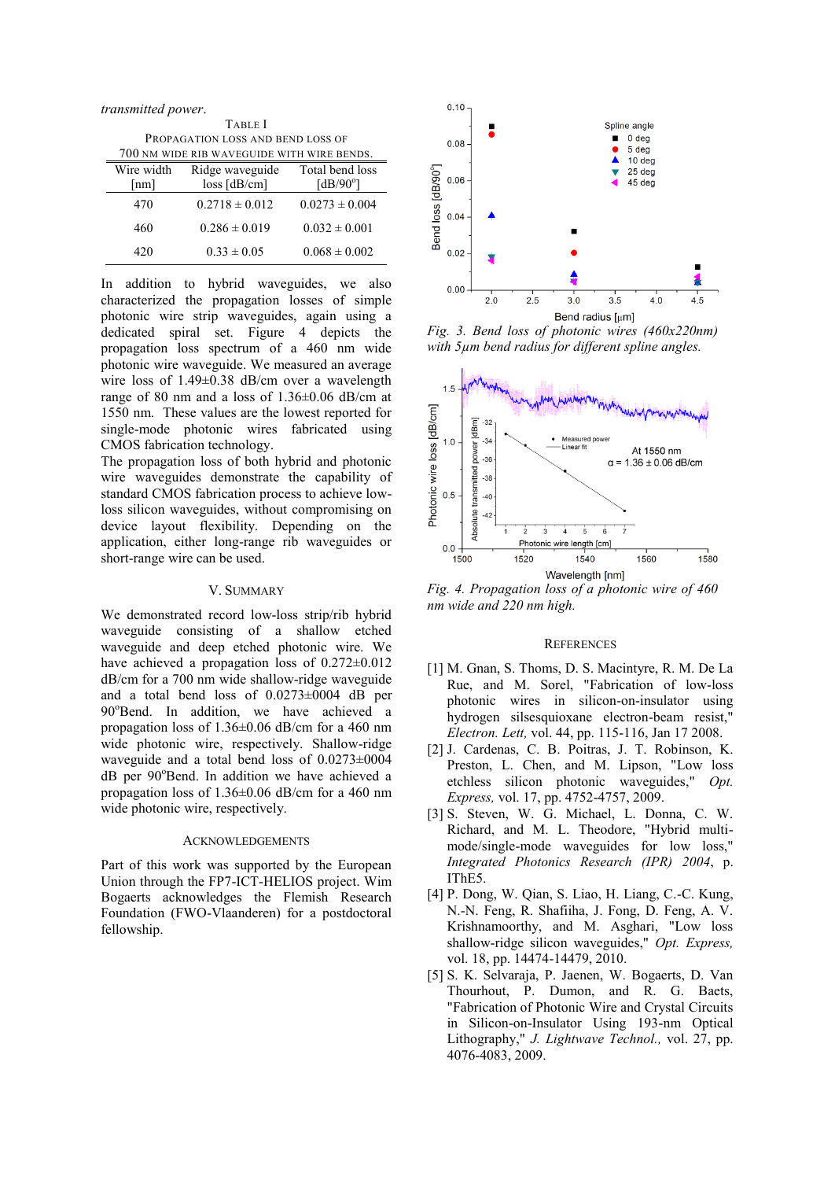*transmitted power*.

TABLE I
PROPAGATION LOSS AND BEND LOSS OF 700 NM WIDE RIB WAVEGUIDE WITH WIRE BENDS.

| Wire width [nm] | Ridge waveguide loss [dB/cm] | Total bend loss [dB/90°] |
|---|---|---|
| 470 | 0.2718 ± 0.012 | 0.0273 ± 0.004 |
| 460 | 0.286 ± 0.019 | 0.032 ± 0.001 |
| 420 | 0.33 ± 0.05 | 0.068 ± 0.002 |

In addition to hybrid waveguides, we also characterized the propagation losses of simple photonic wire strip waveguides, again using a dedicated spiral set. Figure 4 depicts the propagation loss spectrum of a 460 nm wide photonic wire waveguide. We measured an average wire loss of 1.49±0.38 dB/cm over a wavelength range of 80 nm and a loss of 1.36±0.06 dB/cm at 1550 nm. These values are the lowest reported for single-mode photonic wires fabricated using CMOS fabrication technology.

The propagation loss of both hybrid and photonic wire waveguides demonstrate the capability of standard CMOS fabrication process to achieve low-loss silicon waveguides, without compromising on device layout flexibility. Depending on the application, either long-range rib waveguides or short-range wire can be used.

## V. SUMMARY

We demonstrated record low-loss strip/rib hybrid waveguide consisting of a shallow etched waveguide and deep etched photonic wire. We have achieved a propagation loss of 0.272±0.012 dB/cm for a 700 nm wide shallow-ridge waveguide and a total bend loss of 0.0273±0004 dB per 90°Bend. In addition, we have achieved a propagation loss of 1.36±0.06 dB/cm for a 460 nm wide photonic wire, respectively. Shallow-ridge waveguide and a total bend loss of 0.0273±0004 dB per 90°Bend. In addition we have achieved a propagation loss of 1.36±0.06 dB/cm for a 460 nm wide photonic wire, respectively.

## ACKNOWLEDGEMENTS

Part of this work was supported by the European Union through the FP7-ICT-HELIOS project. Wim Bogaerts acknowledges the Flemish Research Foundation (FWO-Vlaanderen) for a postdoctoral fellowship.

Bend loss [dB/90°]
0.10
0.08
0.06
0.04
0.02
0.00
2.0 2.5 3.0 3.5 4.0 4.5
Bend radius [µm]
Spline angle
0 deg
5 deg
10 deg
25 deg
45 deg

*Fig. 3. Bend loss of photonic wires (460x220nm) with 5µm bend radius for different spline angles.*

Photonic wire loss [dB/cm]
1.5
1.0
0.5
0.0
1500 1520 1540 1560 1580
Wavelength [nm]
Absolute transmitted power [dBm]
-32
-34
-36
-38
-40
-42
1 2 3 4 5 6 7
Photonic wire length [cm]
Measured power
Linear fit
At 1550 nm
α = 1.36 ± 0.06 dB/cm

*Fig. 4. Propagation loss of a photonic wire of 460 nm wide and 220 nm high.*

## REFERENCES

[1] M. Gnan, S. Thoms, D. S. Macintyre, R. M. De La Rue, and M. Sorel, "Fabrication of low-loss photonic wires in silicon-on-insulator using hydrogen silsesquioxane electron-beam resist," *Electron. Lett,* vol. 44, pp. 115-116, Jan 17 2008.

[2] J. Cardenas, C. B. Poitras, J. T. Robinson, K. Preston, L. Chen, and M. Lipson, "Low loss etchless silicon photonic waveguides," *Opt. Express,* vol. 17, pp. 4752-4757, 2009.

[3] S. Steven, W. G. Michael, L. Donna, C. W. Richard, and M. L. Theodore, "Hybrid multi-mode/single-mode waveguides for low loss," *Integrated Photonics Research (IPR) 2004*, p. IThE5.

[4] P. Dong, W. Qian, S. Liao, H. Liang, C.-C. Kung, N.-N. Feng, R. Shafiiha, J. Fong, D. Feng, A. V. Krishnamoorthy, and M. Asghari, "Low loss shallow-ridge silicon waveguides," *Opt. Express,* vol. 18, pp. 14474-14479, 2010.

[5] S. K. Selvaraja, P. Jaenen, W. Bogaerts, D. Van Thourhout, P. Dumon, and R. G. Baets, "Fabrication of Photonic Wire and Crystal Circuits in Silicon-on-Insulator Using 193-nm Optical Lithography," *J. Lightwave Technol.,* vol. 27, pp. 4076-4083, 2009.